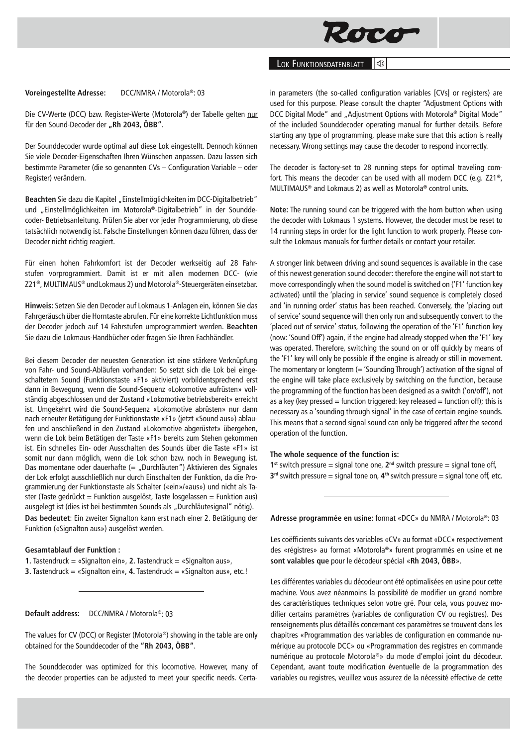## Lok Funktionsdatenblatt

**Voreingestellte Adresse:** DCC/NMRA / Motorola®: 03

Die CV-Werte (DCC) bzw. Register-Werte (Motorola®) der Tabelle gelten nur für den Sound-Decoder der **„Rh 2043, ÖBB"**.

Der Sounddecoder wurde optimal auf diese Lok eingestellt. Dennoch können Sie viele Decoder-Eigenschaften Ihren Wünschen anpassen. Dazu lassen sich bestimmte Parameter (die so genannten CVs – Configuration Variable – oder Register) verändern.

**Beachten** Sie dazu die Kapitel „Einstellmöglichkeiten im DCC-Digitalbetrieb" und „Einstellmöglichkeiten im Motorola®-Digitalbetrieb" in der Sounddecoder- Betriebsanleitung. Prüfen Sie aber vor jeder Programmierung, ob diese tatsächlich notwendig ist. Falsche Einstellungen können dazu führen, dass der Decoder nicht richtig reagiert.

Für einen hohen Fahrkomfort ist der Decoder werkseitig auf 28 Fahrstufen vorprogrammiert. Damit ist er mit allen modernen DCC- (wie Z21®, MULTIMAUS® und Lokmaus 2) und Motorola®-Steuergeräten einsetzbar.

**Hinweis:** Setzen Sie den Decoder auf Lokmaus 1-Anlagen ein, können Sie das Fahrgeräusch über die Horntaste abrufen. Für eine korrekte Lichtfunktion muss der Decoder jedoch auf 14 Fahrstufen umprogrammiert werden. **Beachten** Sie dazu die Lokmaus-Handbücher oder fragen Sie Ihren Fachhändler.

Bei diesem Decoder der neuesten Generation ist eine stärkere Verknüpfung von Fahr- und Sound-Abläufen vorhanden: So setzt sich die Lok bei eingeschaltetem Sound (Funktionstaste «F1» aktiviert) vorbildentsprechend erst dann in Bewegung, wenn die Sound-Sequenz «Lokomotive aufrüsten» vollständig abgeschlossen und der Zustand «Lokomotive betriebsbereit» erreicht ist. Umgekehrt wird die Sound-Sequenz «Lokomotive abrüsten» nur dann nach erneuter Betätigung der Funktionstaste «F1» (jetzt «Sound aus») ablaufen und anschließend in den Zustand «Lokomotive abgerüstet» übergehen, wenn die Lok beim Betätigen der Taste «F1» bereits zum Stehen gekommen ist. Ein schnelles Ein- oder Ausschalten des Sounds über die Taste «F1» ist somit nur dann möglich, wenn die Lok schon bzw. noch in Bewegung ist. Das momentane oder dauerhafte (= „Durchläuten") Aktivieren des Signales der Lok erfolgt ausschließlich nur durch Einschalten der Funktion, da die Programmierung der Funktionstaste als Schalter («ein»/«aus») und nicht als Taster (Taste gedrückt = Funktion ausgelöst, Taste losgelassen = Funktion aus) ausgelegt ist (dies ist bei bestimmten Sounds als „Durchläutesignal" nötig).
**Das bedeutet**: Ein zweiter Signalton kann erst nach einer 2. Betätigung der Funktion («Signalton aus») ausgelöst werden.

**Gesamtablauf der Funktion :**

**1.** Tastendruck = «Signalton ein», **2.** Tastendruck = «Signalton aus»,
**3.** Tastendruck = «Signalton ein», **4.** Tastendruck = «Signalton aus», etc.!

---

**Default address:** DCC/NMRA / Motorola®: 03

The values for CV (DCC) or Register (Motorola®) showing in the table are only obtained for the Sounddecoder of the **"Rh 2043, ÖBB"**.

The Sounddecoder was optimized for this locomotive. However, many of the decoder properties can be adjusted to meet your specific needs. Certain parameters (the so-called configuration variables [CVs] or registers) are used for this purpose. Please consult the chapter "Adjustment Options with DCC Digital Mode" and „Adjustment Options with Motorola® Digital Mode" of the included Sounddecoder operating manual for further details. Before starting any type of programming, please make sure that this action is really necessary. Wrong settings may cause the decoder to respond incorrectly.

The decoder is factory-set to 28 running steps for optimal traveling comfort. This means the decoder can be used with all modern DCC (e.g. Z21®, MULTIMAUS® and Lokmaus 2) as well as Motorola® control units.

**Note:** The running sound can be triggered with the horn button when using the decoder with Lokmaus 1 systems. However, the decoder must be reset to 14 running steps in order for the light function to work properly. Please consult the Lokmaus manuals for further details or contact your retailer.

A stronger link between driving and sound sequences is available in the case of this newest generation sound decoder: therefore the engine will not start to move correspondingly when the sound model is switched on ('F1' function key activated) until the 'placing in service' sound sequence is completely closed and 'in running order' status has been reached. Conversely, the 'placing out of service' sound sequence will then only run and subsequently convert to the 'placed out of service' status, following the operation of the 'F1' function key (now: 'Sound Off') again, if the engine had already stopped when the 'F1' key was operated. Therefore, switching the sound on or off quickly by means of the 'F1' key will only be possible if the engine is already or still in movement. The momentary or longterm (= 'Sounding Through') activation of the signal of the engine will take place exclusively by switching on the function, because the programming of the function has been designed as a switch ('on/off'), not as a key (key pressed = function triggered: key released = function off); this is necessary as a 'sounding through signal' in the case of certain engine sounds. This means that a second signal sound can only be triggered after the second operation of the function.

**The whole sequence of the function is:**

**1st** switch pressure = signal tone one, **2nd** switch pressure = signal tone off,
**3rd** switch pressure = signal tone on, **4th** switch pressure = signal tone off, etc.

---

**Adresse programmée en usine:** format «DCC» du NMRA / Motorola®: 03

Les coëfficients suivants des variables «CV» au format «DCC» respectivement des «régistres» au format «Motorola®» furent programmés en usine et **ne sont valables que** pour le décodeur spécial «**Rh 2043, ÖBB**».

Les différentes variables du décodeur ont été optimalisées en usine pour cette machine. Vous avez néanmoins la possibilité de modifier un grand nombre des caractéristiques techniques selon votre gré. Pour cela, vous pouvez modifier certains paramètres (variables de configuration CV ou registres). Des renseignements plus détaillés concernant ces paramètres se trouvent dans les chapitres «Programmation des variables de configuration en commande numérique au protocole DCC» ou «Programmation des registres en commande numérique au protocole Motorola®» du mode d'emploi joint du décodeur. Cependant, avant toute modification éventuelle de la programmation des variables ou registres, veuillez vous assurez de la nécessité effective de cette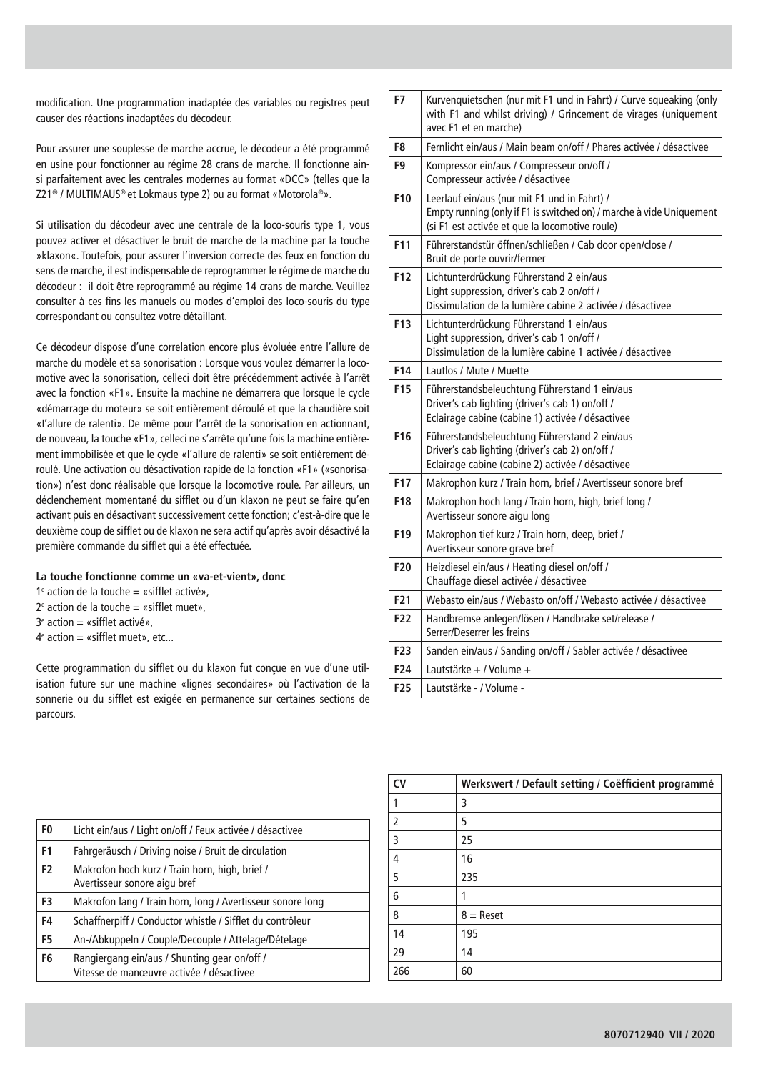modification. Une programmation inadaptée des variables ou registres peut causer des réactions inadaptées du décodeur.

Pour assurer une souplesse de marche accrue, le décodeur a été programmé en usine pour fonctionner au régime 28 crans de marche. Il fonctionne ainsi parfaitement avec les centrales modernes au format «DCC» (telles que la Z21® / MULTIMAUS® et Lokmaus type 2) ou au format «Motorola®».

Si utilisation du décodeur avec une centrale de la loco-souris type 1, vous pouvez activer et désactiver le bruit de marche de la machine par la touche »klaxon«. Toutefois, pour assurer l'inversion correcte des feux en fonction du sens de marche, il est indispensable de reprogrammer le régime de marche du décodeur : il doit être reprogrammé au régime 14 crans de marche. Veuillez consulter à ces fins les manuels ou modes d'emploi des loco-souris du type correspondant ou consultez votre détaillant.

Ce décodeur dispose d'une correlation encore plus évoluée entre l'allure de marche du modèle et sa sonorisation : Lorsque vous voulez démarrer la locomotive avec la sonorisation, celleci doit être précédemment activée à l'arrêt avec la fonction «F1». Ensuite la machine ne démarrera que lorsque le cycle «démarrage du moteur» se soit entièrement déroulé et que la chaudière soit «l'allure de ralenti». De même pour l'arrêt de la sonorisation en actionnant, de nouveau, la touche «F1», celleci ne s'arrête qu'une fois la machine entièrement immobilisée et que le cycle «l'allure de ralenti» se soit entièrement déroulé. Une activation ou désactivation rapide de la fonction «F1» («sonorisation») n'est donc réalisable que lorsque la locomotive roule. Par ailleurs, un déclenchement momentané du sifflet ou d'un klaxon ne peut se faire qu'en activant puis en désactivant successivement cette fonction; c'est-à-dire que le deuxième coup de sifflet ou de klaxon ne sera actif qu'après avoir désactivé la première commande du sifflet qui a été effectuée.

**La touche fonctionne comme un «va-et-vient», donc**

1e action de la touche = «sifflet activé»,
2e action de la touche = «sifflet muet»,
3e action = «sifflet activé»,
4e action = «sifflet muet», etc...

Cette programmation du sifflet ou du klaxon fut conçue en vue d'une utilisation future sur une machine «lignes secondaires» où l'activation de la sonnerie ou du sifflet est exigée en permanence sur certaines sections de parcours.

| | |
|---|---|
| **F0** | Licht ein/aus / Light on/off / Feux activée / désactivee |
| **F1** | Fahrgeräusch / Driving noise / Bruit de circulation |
| **F2** | Makrofon hoch kurz / Train horn, high, brief / Avertisseur sonore aigu bref |
| **F3** | Makrofon lang / Train horn, long / Avertisseur sonore long |
| **F4** | Schaffnerpiff / Conductor whistle / Sifflet du contrôleur |
| **F5** | An-/Abkuppeln / Couple/Decouple / Attelage/Dételage |
| **F6** | Rangiergang ein/aus / Shunting gear on/off / Vitesse de manœuvre activée / désactivee |
| **F7** | Kurvenquietschen (nur mit F1 und in Fahrt) / Curve squeaking (only with F1 and whilst driving) / Grincement de virages (uniquement avec F1 et en marche) |
| **F8** | Fernlicht ein/aus / Main beam on/off / Phares activée / désactivee |
| **F9** | Kompressor ein/aus / Compresseur on/off / Compresseur activée / désactivee |
| **F10** | Leerlauf ein/aus (nur mit F1 und in Fahrt) / Empty running (only if F1 is switched on) / marche à vide Uniquement (si F1 est activée et que la locomotive roule) |
| **F11** | Führerstandstür öffnen/schließen / Cab door open/close / Bruit de porte ouvrir/fermer |
| **F12** | Lichtunterdrückung Führerstand 2 ein/aus Light suppression, driver's cab 2 on/off / Dissimulation de la lumière cabine 2 activée / désactivee |
| **F13** | Lichtunterdrückung Führerstand 1 ein/aus Light suppression, driver's cab 1 on/off / Dissimulation de la lumière cabine 1 activée / désactivee |
| **F14** | Lautlos / Mute / Muette |
| **F15** | Führerstandsbeleuchtung Führerstand 1 ein/aus Driver's cab lighting (driver's cab 1) on/off / Eclairage cabine (cabine 1) activée / désactivee |
| **F16** | Führerstandsbeleuchtung Führerstand 2 ein/aus Driver's cab lighting (driver's cab 2) on/off / Eclairage cabine (cabine 2) activée / désactivee |
| **F17** | Makrophon kurz / Train horn, brief / Avertisseur sonore bref |
| **F18** | Makrophon hoch lang / Train horn, high, brief long / Avertisseur sonore aigu long |
| **F19** | Makrophon tief kurz / Train horn, deep, brief / Avertisseur sonore grave bref |
| **F20** | Heizdiesel ein/aus / Heating diesel on/off / Chauffage diesel activée / désactivee |
| **F21** | Webasto ein/aus / Webasto on/off / Webasto activée / désactivee |
| **F22** | Handbremse anlegen/lösen / Handbrake set/release / Serrer/Deserrer les freins |
| **F23** | Sanden ein/aus / Sanding on/off / Sabler activée / désactivee |
| **F24** | Lautstärke + / Volume + |
| **F25** | Lautstärke - / Volume - |

| CV | Werkswert / Default setting / Coëfficient programmé |
|---|---|
| 1 | 3 |
| 2 | 5 |
| 3 | 25 |
| 4 | 16 |
| 5 | 235 |
| 6 | 1 |
| 8 | 8 = Reset |
| 14 | 195 |
| 29 | 14 |
| 266 | 60 |

8070712940 VII / 2020